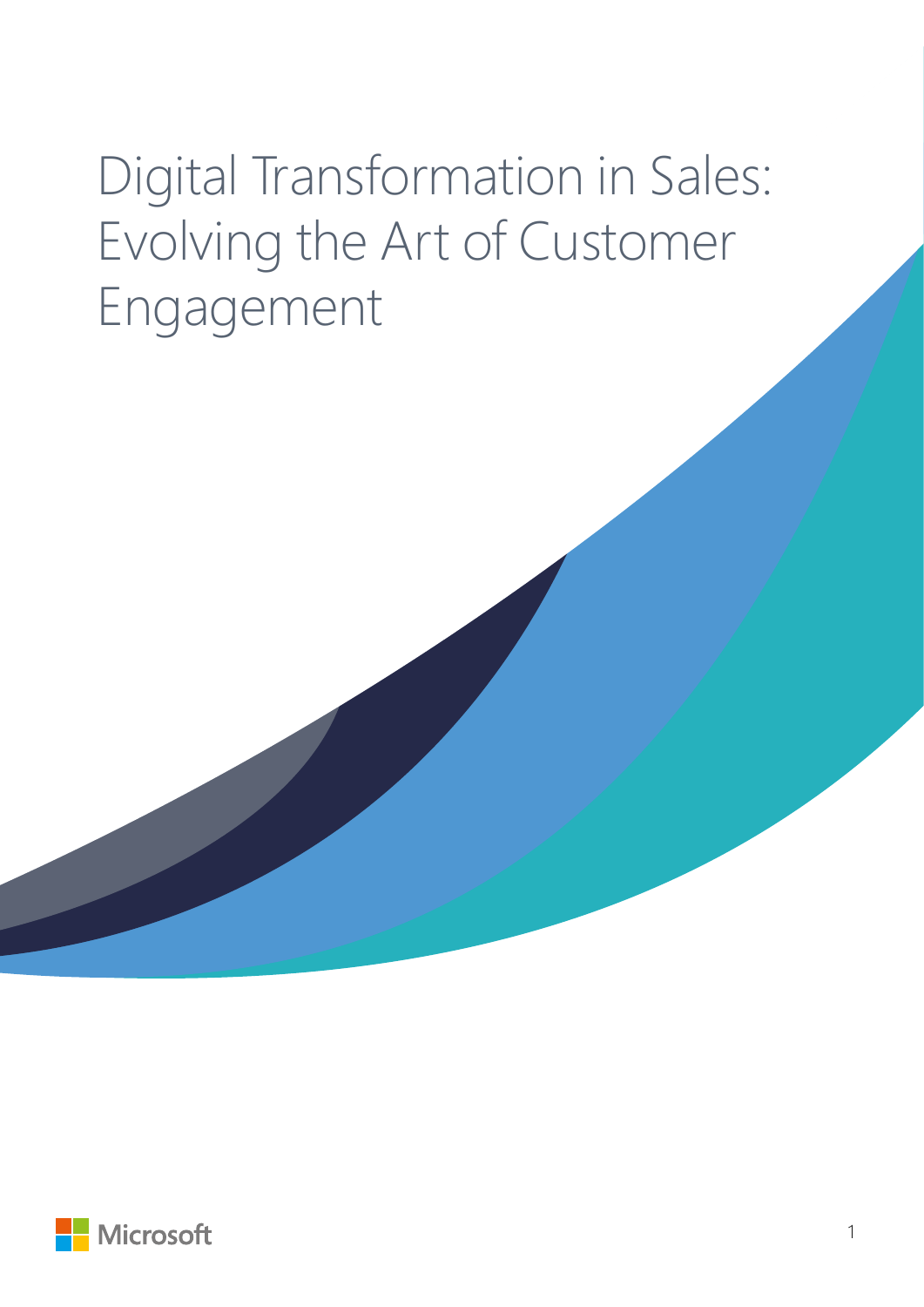# Digital Transformation in Sales: Evolving the Art of Customer Engagement

Microsoft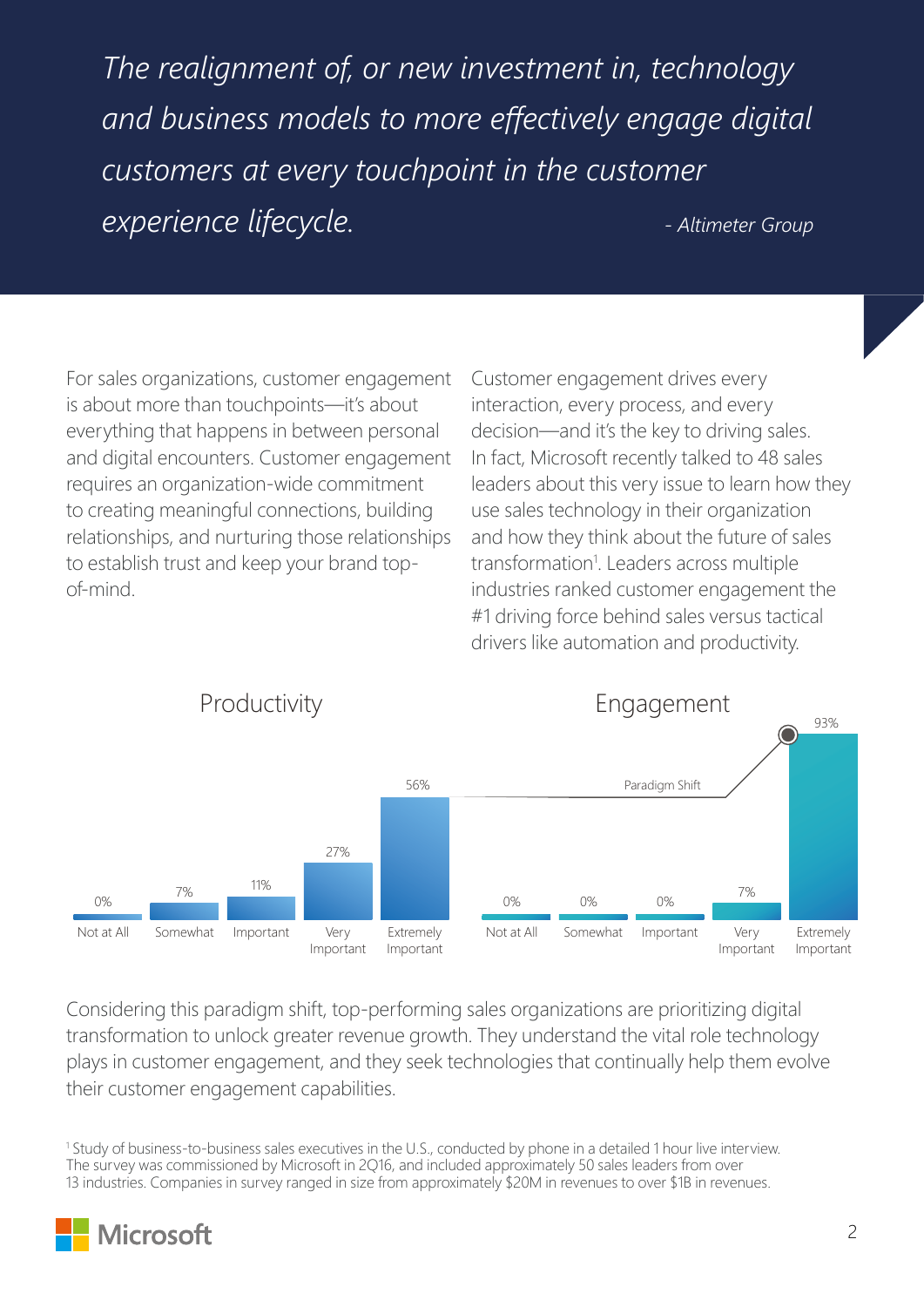*The realignment of, or new investment in, technology and business models to more effectively engage digital customers at every touchpoint in the customer experience lifecycle.*

*- Altimeter Group*

For sales organizations, customer engagement is about more than touchpoints—it's about everything that happens in between personal and digital encounters. Customer engagement requires an organization-wide commitment to creating meaningful connections, building relationships, and nurturing those relationships to establish trust and keep your brand top-of-mind.

Customer engagement drives every interaction, every process, and every decision—and it's the key to driving sales. In fact, Microsoft recently talked to 48 sales leaders about this very issue to learn how they use sales technology in their organization and how they think about the future of sales transformation[1]. Leaders across multiple industries ranked customer engagement the #1 driving force behind sales versus tactical drivers like automation and productivity.

**Productivity**

| Not at All | Somewhat | Important | Very Important | Extremely Important |
|---|---|---|---|---|
| 0% | 7% | 11% | 27% | 56% |

**Engagement**

| Not at All | Somewhat | Important | Very Important | Extremely Important |
|---|---|---|---|---|
| 0% | 0% | 0% | 7% | 93% |

Paradigm Shift

Considering this paradigm shift, top-performing sales organizations are prioritizing digital transformation to unlock greater revenue growth. They understand the vital role technology plays in customer engagement, and they seek technologies that continually help them evolve their customer engagement capabilities.

[1] Study of business-to-business sales executives in the U.S., conducted by phone in a detailed 1 hour live interview. The survey was commissioned by Microsoft in 2Q16, and included approximately 50 sales leaders from over 13 industries. Companies in survey ranged in size from approximately $20M in revenues to over $1B in revenues.

Microsoft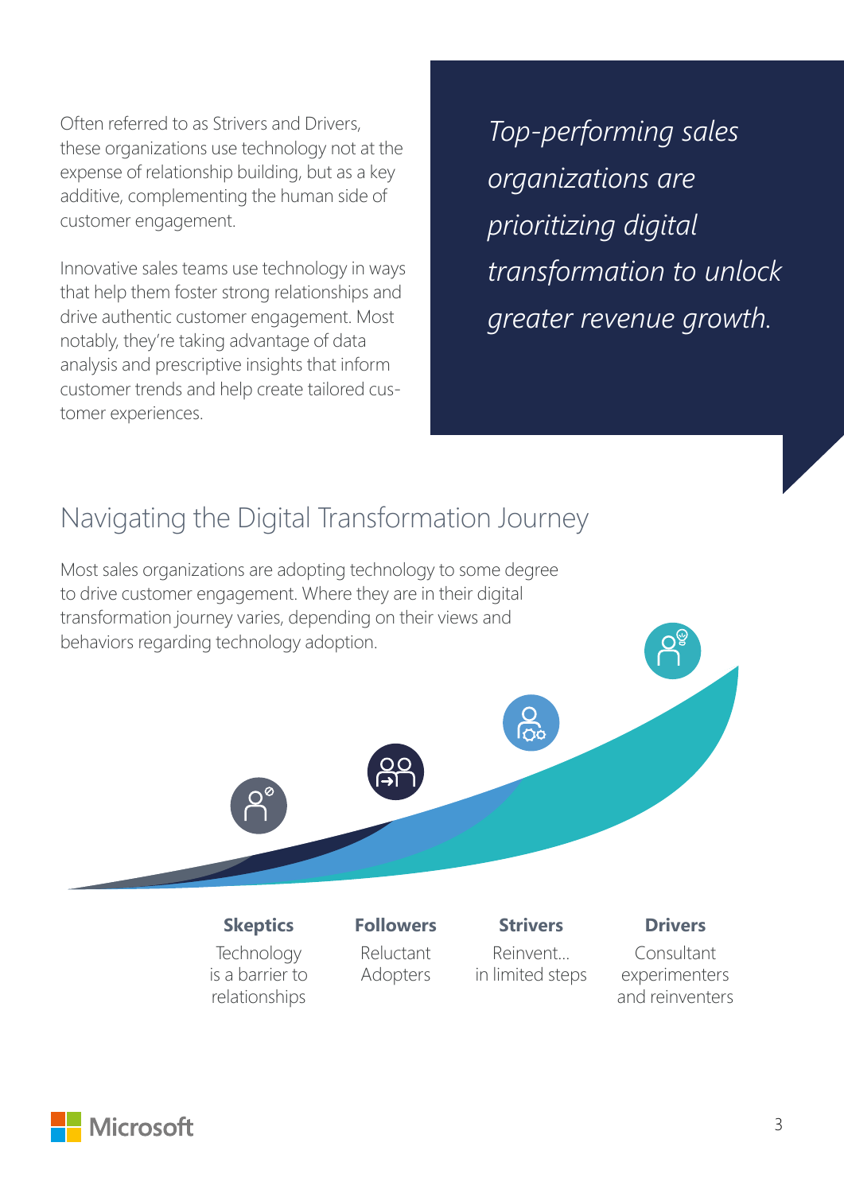Often referred to as Strivers and Drivers, these organizations use technology not at the expense of relationship building, but as a key additive, complementing the human side of customer engagement.

Innovative sales teams use technology in ways that help them foster strong relationships and drive authentic customer engagement. Most notably, they're taking advantage of data analysis and prescriptive insights that inform customer trends and help create tailored customer experiences.

> *Top-performing sales organizations are prioritizing digital transformation to unlock greater revenue growth.*

## Navigating the Digital Transformation Journey

Most sales organizations are adopting technology to some degree to drive customer engagement. Where they are in their digital transformation journey varies, depending on their views and behaviors regarding technology adoption.

**Skeptics**
Technology is a barrier to relationships

**Followers**
Reluctant Adopters

**Strivers**
Reinvent... in limited steps

**Drivers**
Consultant experimenters and reinventers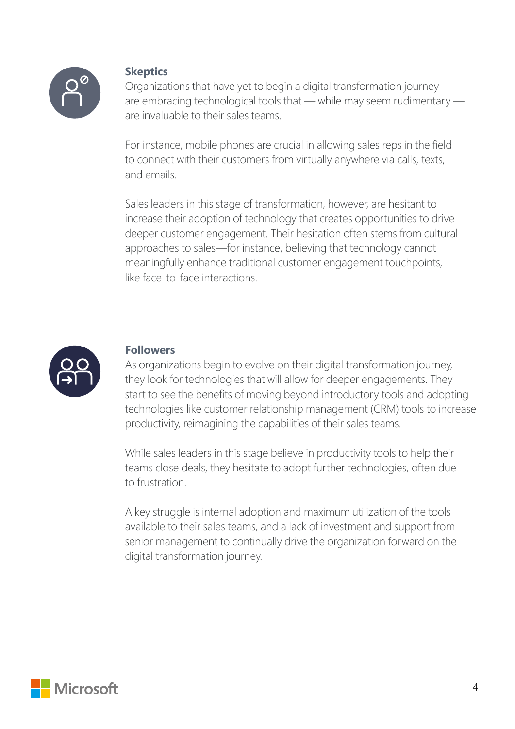### Skeptics

Organizations that have yet to begin a digital transformation journey are embracing technological tools that — while may seem rudimentary — are invaluable to their sales teams.

For instance, mobile phones are crucial in allowing sales reps in the field to connect with their customers from virtually anywhere via calls, texts, and emails.

Sales leaders in this stage of transformation, however, are hesitant to increase their adoption of technology that creates opportunities to drive deeper customer engagement. Their hesitation often stems from cultural approaches to sales—for instance, believing that technology cannot meaningfully enhance traditional customer engagement touchpoints, like face-to-face interactions.

### Followers

As organizations begin to evolve on their digital transformation journey, they look for technologies that will allow for deeper engagements. They start to see the benefits of moving beyond introductory tools and adopting technologies like customer relationship management (CRM) tools to increase productivity, reimagining the capabilities of their sales teams.

While sales leaders in this stage believe in productivity tools to help their teams close deals, they hesitate to adopt further technologies, often due to frustration.

A key struggle is internal adoption and maximum utilization of the tools available to their sales teams, and a lack of investment and support from senior management to continually drive the organization forward on the digital transformation journey.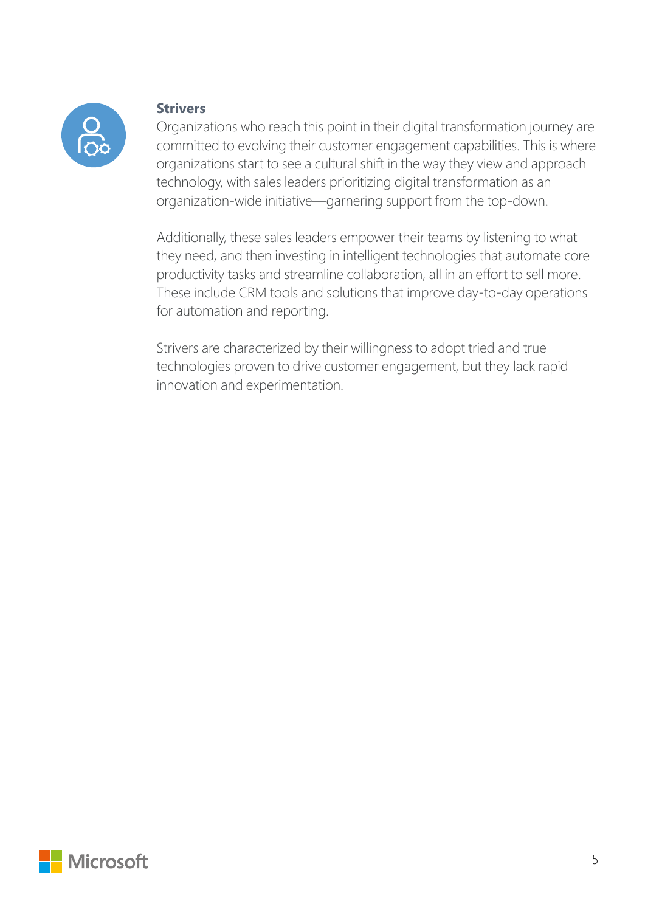**Strivers**

Organizations who reach this point in their digital transformation journey are committed to evolving their customer engagement capabilities. This is where organizations start to see a cultural shift in the way they view and approach technology, with sales leaders prioritizing digital transformation as an organization-wide initiative—garnering support from the top-down.

Additionally, these sales leaders empower their teams by listening to what they need, and then investing in intelligent technologies that automate core productivity tasks and streamline collaboration, all in an effort to sell more. These include CRM tools and solutions that improve day-to-day operations for automation and reporting.

Strivers are characterized by their willingness to adopt tried and true technologies proven to drive customer engagement, but they lack rapid innovation and experimentation.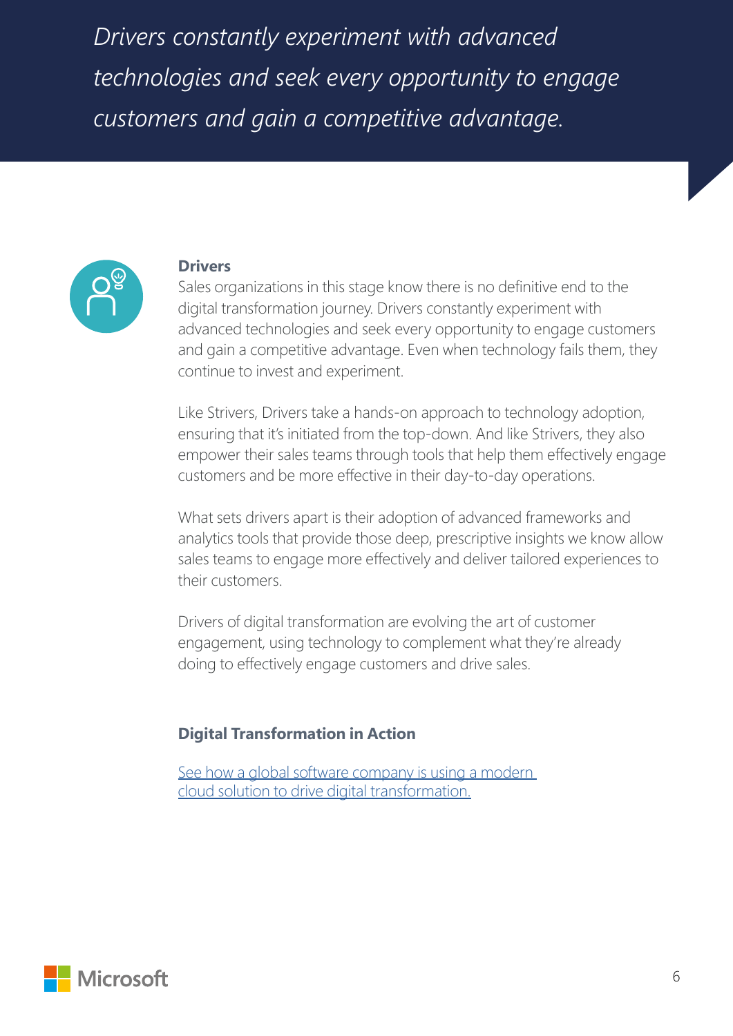*Drivers constantly experiment with advanced technologies and seek every opportunity to engage customers and gain a competitive advantage.*

## Drivers

Sales organizations in this stage know there is no definitive end to the digital transformation journey. Drivers constantly experiment with advanced technologies and seek every opportunity to engage customers and gain a competitive advantage. Even when technology fails them, they continue to invest and experiment.

Like Strivers, Drivers take a hands-on approach to technology adoption, ensuring that it's initiated from the top-down. And like Strivers, they also empower their sales teams through tools that help them effectively engage customers and be more effective in their day-to-day operations.

What sets drivers apart is their adoption of advanced frameworks and analytics tools that provide those deep, prescriptive insights we know allow sales teams to engage more effectively and deliver tailored experiences to their customers.

Drivers of digital transformation are evolving the art of customer engagement, using technology to complement what they're already doing to effectively engage customers and drive sales.

### Digital Transformation in Action

See how a global software company is using a modern cloud solution to drive digital transformation.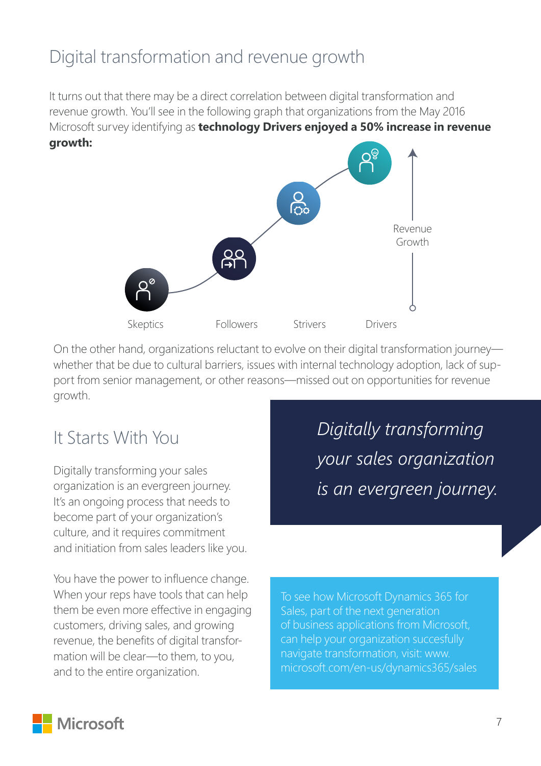## Digital transformation and revenue growth

It turns out that there may be a direct correlation between digital transformation and revenue growth. You'll see in the following graph that organizations from the May 2016 Microsoft survey identifying as **technology Drivers enjoyed a 50% increase in revenue growth:**

Revenue Growth

Skeptics

Followers

Strivers

Drivers

On the other hand, organizations reluctant to evolve on their digital transformation journey—whether that be due to cultural barriers, issues with internal technology adoption, lack of support from senior management, or other reasons—missed out on opportunities for revenue growth.

## It Starts With You

Digitally transforming your sales organization is an evergreen journey. It's an ongoing process that needs to become part of your organization's culture, and it requires commitment and initiation from sales leaders like you.

You have the power to influence change. When your reps have tools that can help them be even more effective in engaging customers, driving sales, and growing revenue, the benefits of digital transformation will be clear—to them, to you, and to the entire organization.

*Digitally transforming your sales organization is an evergreen journey.*

To see how Microsoft Dynamics 365 for Sales, part of the next generation of business applications from Microsoft, can help your organization succesfully navigate transformation, visit: www.microsoft.com/en-us/dynamics365/sales

Microsoft